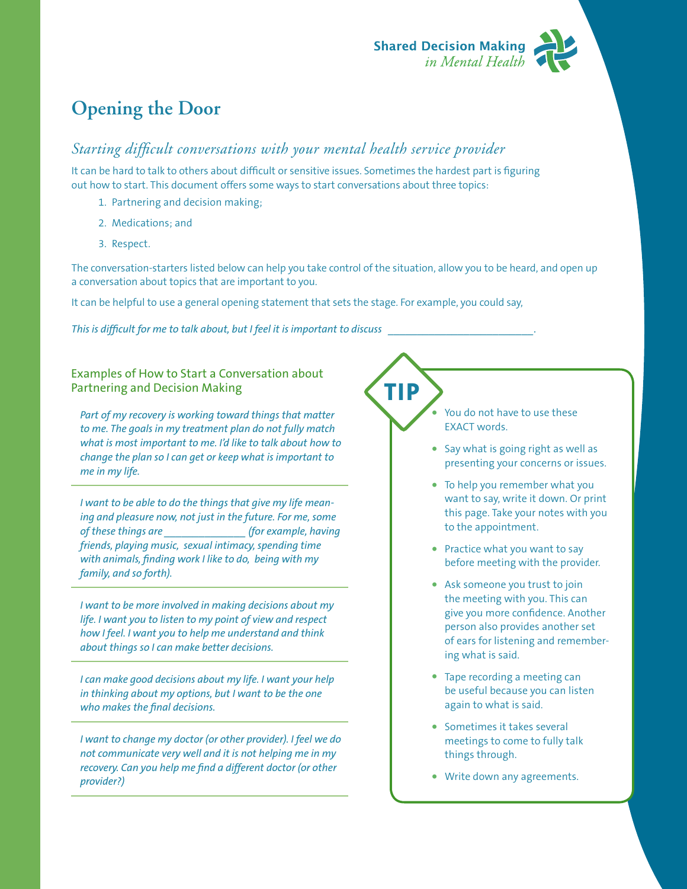Shared Decision Making *in Mental Health*

# Opening the Door

## *Starting difficult conversations with your mental health service provider*

It can be hard to talk to others about difficult or sensitive issues. Sometimes the hardest part is figuring out how to start. This document offers some ways to start conversations about three topics:

1. Partnering and decision making;
2. Medications; and
3. Respect.

The conversation-starters listed below can help you take control of the situation, allow you to be heard, and open up a conversation about topics that are important to you.

It can be helpful to use a general opening statement that sets the stage. For example, you could say,

*This is difficult for me to talk about, but I feel it is important to discuss \_\_\_\_\_\_\_\_\_\_\_\_\_\_\_\_\_\_\_\_\_\_\_\_\_\_.*

### Examples of How to Start a Conversation about Partnering and Decision Making

*Part of my recovery is working toward things that matter to me. The goals in my treatment plan do not fully match what is most important to me. I'd like to talk about how to change the plan so I can get or keep what is important to me in my life.*

---

*I want to be able to do the things that give my life meaning and pleasure now, not just in the future. For me, some of these things are \_\_\_\_\_\_\_\_\_\_\_\_\_\_\_ (for example, having friends, playing music, sexual intimacy, spending time with animals, finding work I like to do, being with my family, and so forth).*

---

*I want to be more involved in making decisions about my life. I want you to listen to my point of view and respect how I feel. I want you to help me understand and think about things so I can make better decisions.*

---

*I can make good decisions about my life. I want your help in thinking about my options, but I want to be the one who makes the final decisions.*

---

*I want to change my doctor (or other provider). I feel we do not communicate very well and it is not helping me in my recovery. Can you help me find a different doctor (or other provider?)*

---

**TIP**

- You do not have to use these EXACT words.
- Say what is going right as well as presenting your concerns or issues.
- To help you remember what you want to say, write it down. Or print this page. Take your notes with you to the appointment.
- Practice what you want to say before meeting with the provider.
- Ask someone you trust to join the meeting with you. This can give you more confidence. Another person also provides another set of ears for listening and remembering what is said.
- Tape recording a meeting can be useful because you can listen again to what is said.
- Sometimes it takes several meetings to come to fully talk things through.
- Write down any agreements.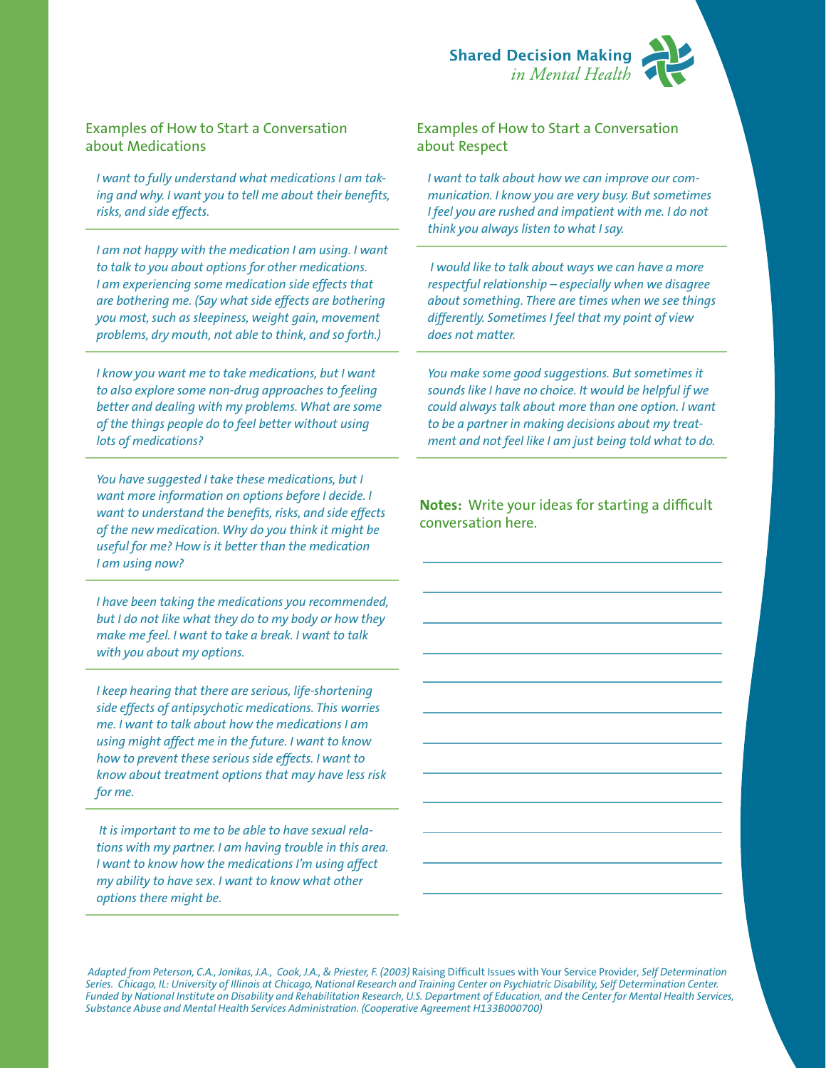## Examples of How to Start a Conversation about Medications

*I want to fully understand what medications I am taking and why. I want you to tell me about their benefits, risks, and side effects.*

---

*I am not happy with the medication I am using. I want to talk to you about options for other medications. I am experiencing some medication side effects that are bothering me. (Say what side effects are bothering you most, such as sleepiness, weight gain, movement problems, dry mouth, not able to think, and so forth.)*

---

*I know you want me to take medications, but I want to also explore some non-drug approaches to feeling better and dealing with my problems. What are some of the things people do to feel better without using lots of medications?*

---

*You have suggested I take these medications, but I want more information on options before I decide. I want to understand the benefits, risks, and side effects of the new medication. Why do you think it might be useful for me? How is it better than the medication I am using now?*

---

*I have been taking the medications you recommended, but I do not like what they do to my body or how they make me feel. I want to take a break. I want to talk with you about my options.*

---

*I keep hearing that there are serious, life-shortening side effects of antipsychotic medications. This worries me. I want to talk about how the medications I am using might affect me in the future. I want to know how to prevent these serious side effects. I want to know about treatment options that may have less risk for me.*

---

*It is important to me to be able to have sexual relations with my partner. I am having trouble in this area. I want to know how the medications I'm using affect my ability to have sex. I want to know what other options there might be.*

---

## Examples of How to Start a Conversation about Respect

*I want to talk about how we can improve our communication. I know you are very busy. But sometimes I feel you are rushed and impatient with me. I do not think you always listen to what I say.*

---

*I would like to talk about ways we can have a more respectful relationship – especially when we disagree about something. There are times when we see things differently. Sometimes I feel that my point of view does not matter.*

---

*You make some good suggestions. But sometimes it sounds like I have no choice. It would be helpful if we could always talk about more than one option. I want to be a partner in making decisions about my treatment and not feel like I am just being told what to do.*

---

**Notes:** Write your ideas for starting a difficult conversation here.

*Adapted from Peterson, C.A., Jonikas, J.A., Cook, J.A., & Priester, F. (2003)* Raising Difficult Issues with Your Service Provider, *Self Determination Series. Chicago, IL: University of Illinois at Chicago, National Research and Training Center on Psychiatric Disability, Self Determination Center. Funded by National Institute on Disability and Rehabilitation Research, U.S. Department of Education, and the Center for Mental Health Services, Substance Abuse and Mental Health Services Administration. (Cooperative Agreement H133B000700)*